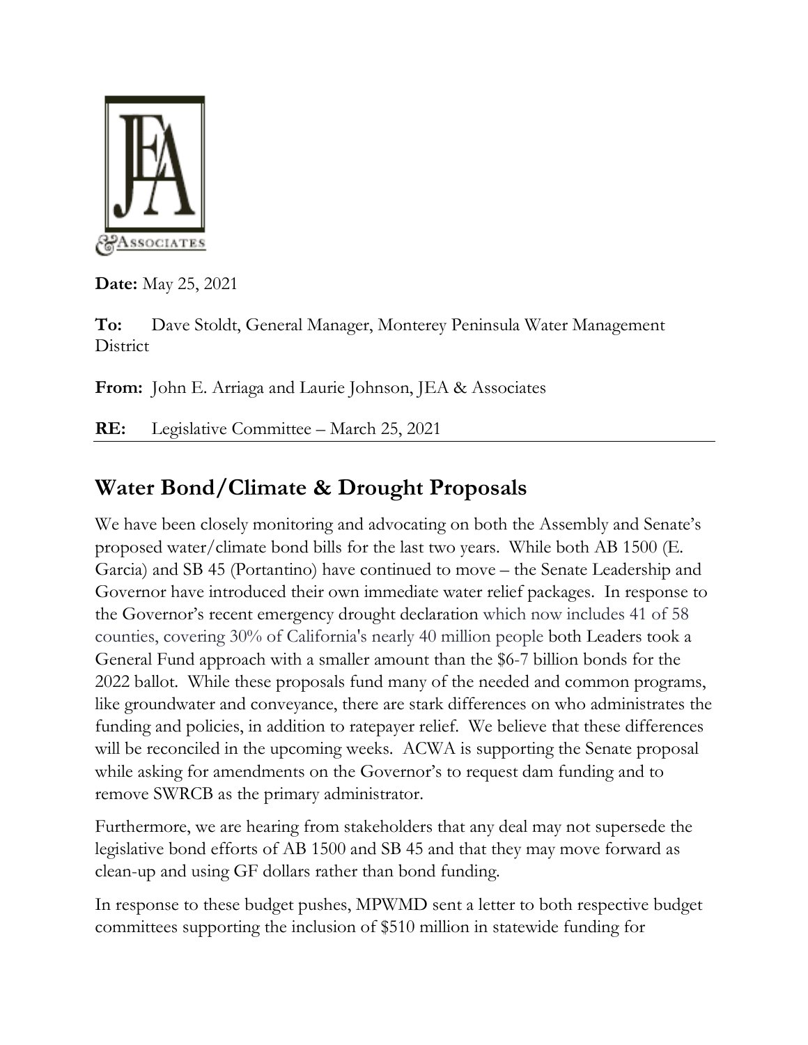**Date:** May 25, 2021

**To:** Dave Stoldt, General Manager, Monterey Peninsula Water Management District

**From:** John E. Arriaga and Laurie Johnson, JEA & Associates

**RE:** Legislative Committee – March 25, 2021

## Water Bond/Climate & Drought Proposals

We have been closely monitoring and advocating on both the Assembly and Senate's proposed water/climate bond bills for the last two years. While both AB 1500 (E. Garcia) and SB 45 (Portantino) have continued to move – the Senate Leadership and Governor have introduced their own immediate water relief packages. In response to the Governor's recent emergency drought declaration which now includes 41 of 58 counties, covering 30% of California's nearly 40 million people both Leaders took a General Fund approach with a smaller amount than the $6-7 billion bonds for the 2022 ballot. While these proposals fund many of the needed and common programs, like groundwater and conveyance, there are stark differences on who administrates the funding and policies, in addition to ratepayer relief. We believe that these differences will be reconciled in the upcoming weeks. ACWA is supporting the Senate proposal while asking for amendments on the Governor's to request dam funding and to remove SWRCB as the primary administrator.

Furthermore, we are hearing from stakeholders that any deal may not supersede the legislative bond efforts of AB 1500 and SB 45 and that they may move forward as clean-up and using GF dollars rather than bond funding.

In response to these budget pushes, MPWMD sent a letter to both respective budget committees supporting the inclusion of $510 million in statewide funding for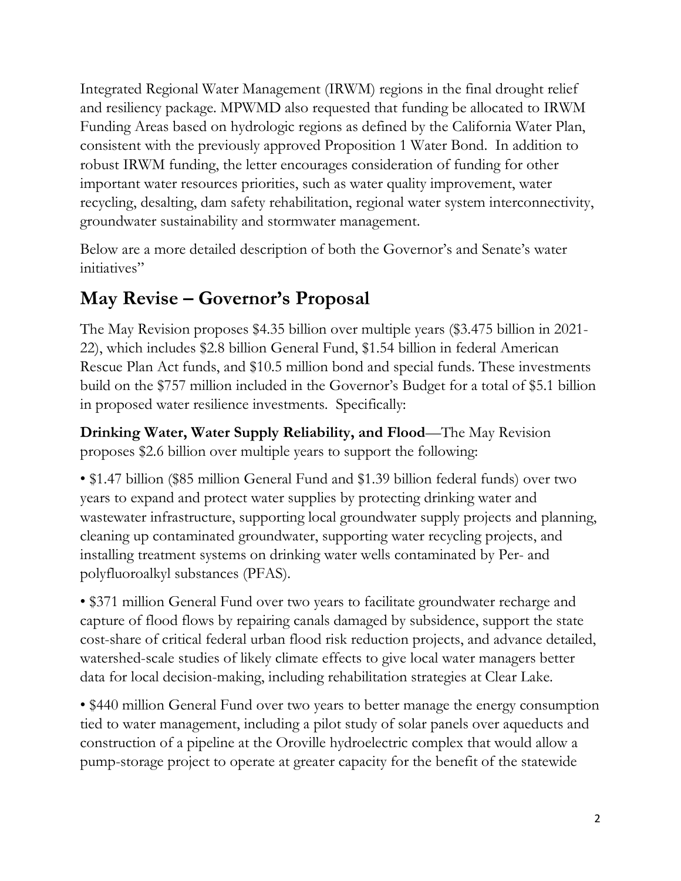Integrated Regional Water Management (IRWM) regions in the final drought relief and resiliency package. MPWMD also requested that funding be allocated to IRWM Funding Areas based on hydrologic regions as defined by the California Water Plan, consistent with the previously approved Proposition 1 Water Bond. In addition to robust IRWM funding, the letter encourages consideration of funding for other important water resources priorities, such as water quality improvement, water recycling, desalting, dam safety rehabilitation, regional water system interconnectivity, groundwater sustainability and stormwater management.

Below are a more detailed description of both the Governor's and Senate's water initiatives"

# May Revise – Governor's Proposal

The May Revision proposes $4.35 billion over multiple years ($3.475 billion in 2021-22), which includes $2.8 billion General Fund, $1.54 billion in federal American Rescue Plan Act funds, and $10.5 million bond and special funds. These investments build on the $757 million included in the Governor's Budget for a total of $5.1 billion in proposed water resilience investments. Specifically:

**Drinking Water, Water Supply Reliability, and Flood**—The May Revision proposes $2.6 billion over multiple years to support the following:

• $1.47 billion ($85 million General Fund and $1.39 billion federal funds) over two years to expand and protect water supplies by protecting drinking water and wastewater infrastructure, supporting local groundwater supply projects and planning, cleaning up contaminated groundwater, supporting water recycling projects, and installing treatment systems on drinking water wells contaminated by Per- and polyfluoroalkyl substances (PFAS).

• $371 million General Fund over two years to facilitate groundwater recharge and capture of flood flows by repairing canals damaged by subsidence, support the state cost-share of critical federal urban flood risk reduction projects, and advance detailed, watershed-scale studies of likely climate effects to give local water managers better data for local decision-making, including rehabilitation strategies at Clear Lake.

• $440 million General Fund over two years to better manage the energy consumption tied to water management, including a pilot study of solar panels over aqueducts and construction of a pipeline at the Oroville hydroelectric complex that would allow a pump-storage project to operate at greater capacity for the benefit of the statewide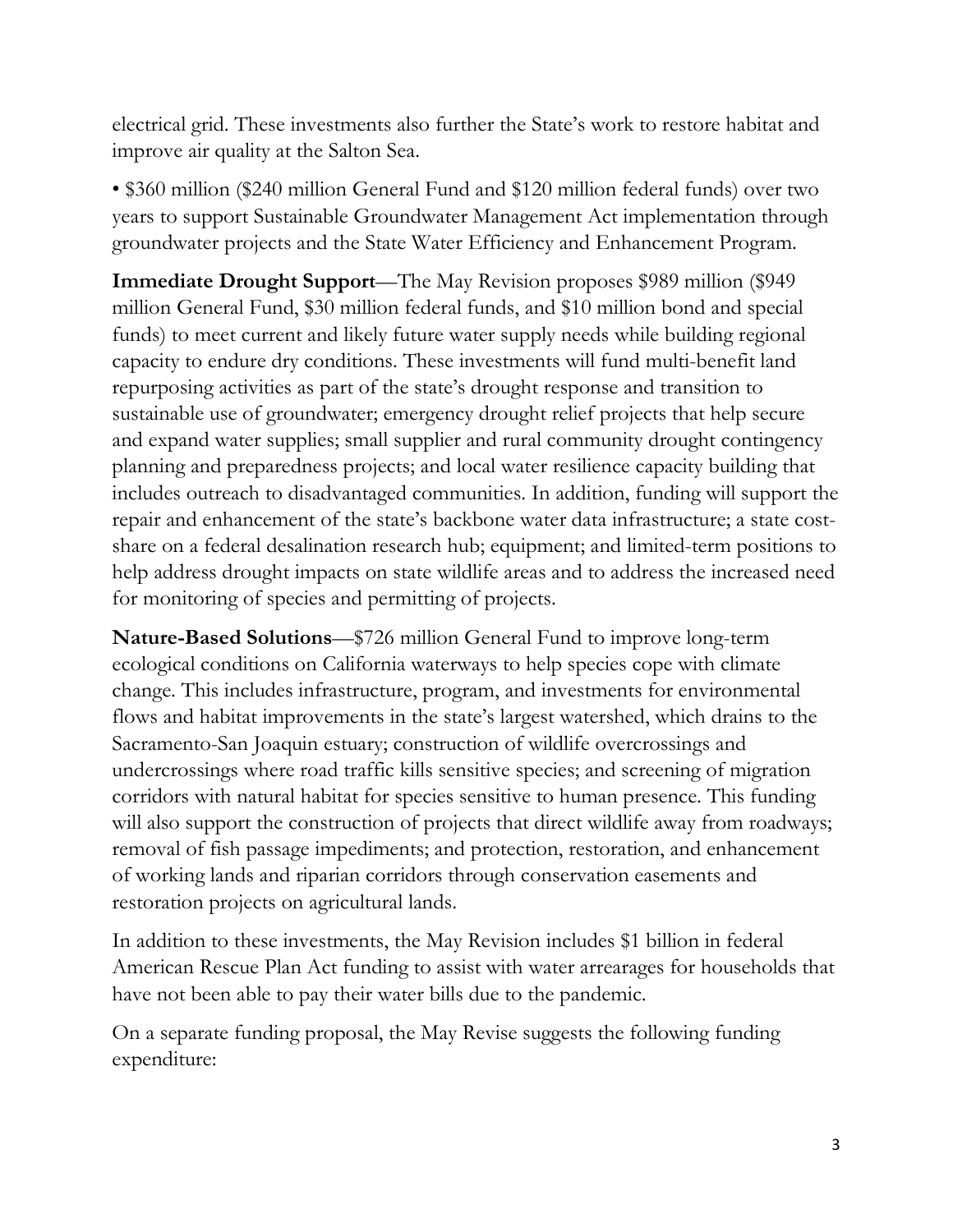electrical grid. These investments also further the State's work to restore habitat and improve air quality at the Salton Sea.

- $360 million ($240 million General Fund and $120 million federal funds) over two years to support Sustainable Groundwater Management Act implementation through groundwater projects and the State Water Efficiency and Enhancement Program.

**Immediate Drought Support**—The May Revision proposes $989 million ($949 million General Fund, $30 million federal funds, and $10 million bond and special funds) to meet current and likely future water supply needs while building regional capacity to endure dry conditions. These investments will fund multi-benefit land repurposing activities as part of the state's drought response and transition to sustainable use of groundwater; emergency drought relief projects that help secure and expand water supplies; small supplier and rural community drought contingency planning and preparedness projects; and local water resilience capacity building that includes outreach to disadvantaged communities. In addition, funding will support the repair and enhancement of the state's backbone water data infrastructure; a state cost-share on a federal desalination research hub; equipment; and limited-term positions to help address drought impacts on state wildlife areas and to address the increased need for monitoring of species and permitting of projects.

**Nature-Based Solutions**—$726 million General Fund to improve long-term ecological conditions on California waterways to help species cope with climate change. This includes infrastructure, program, and investments for environmental flows and habitat improvements in the state's largest watershed, which drains to the Sacramento-San Joaquin estuary; construction of wildlife overcrossings and undercrossings where road traffic kills sensitive species; and screening of migration corridors with natural habitat for species sensitive to human presence. This funding will also support the construction of projects that direct wildlife away from roadways; removal of fish passage impediments; and protection, restoration, and enhancement of working lands and riparian corridors through conservation easements and restoration projects on agricultural lands.

In addition to these investments, the May Revision includes $1 billion in federal American Rescue Plan Act funding to assist with water arrearages for households that have not been able to pay their water bills due to the pandemic.

On a separate funding proposal, the May Revise suggests the following funding expenditure: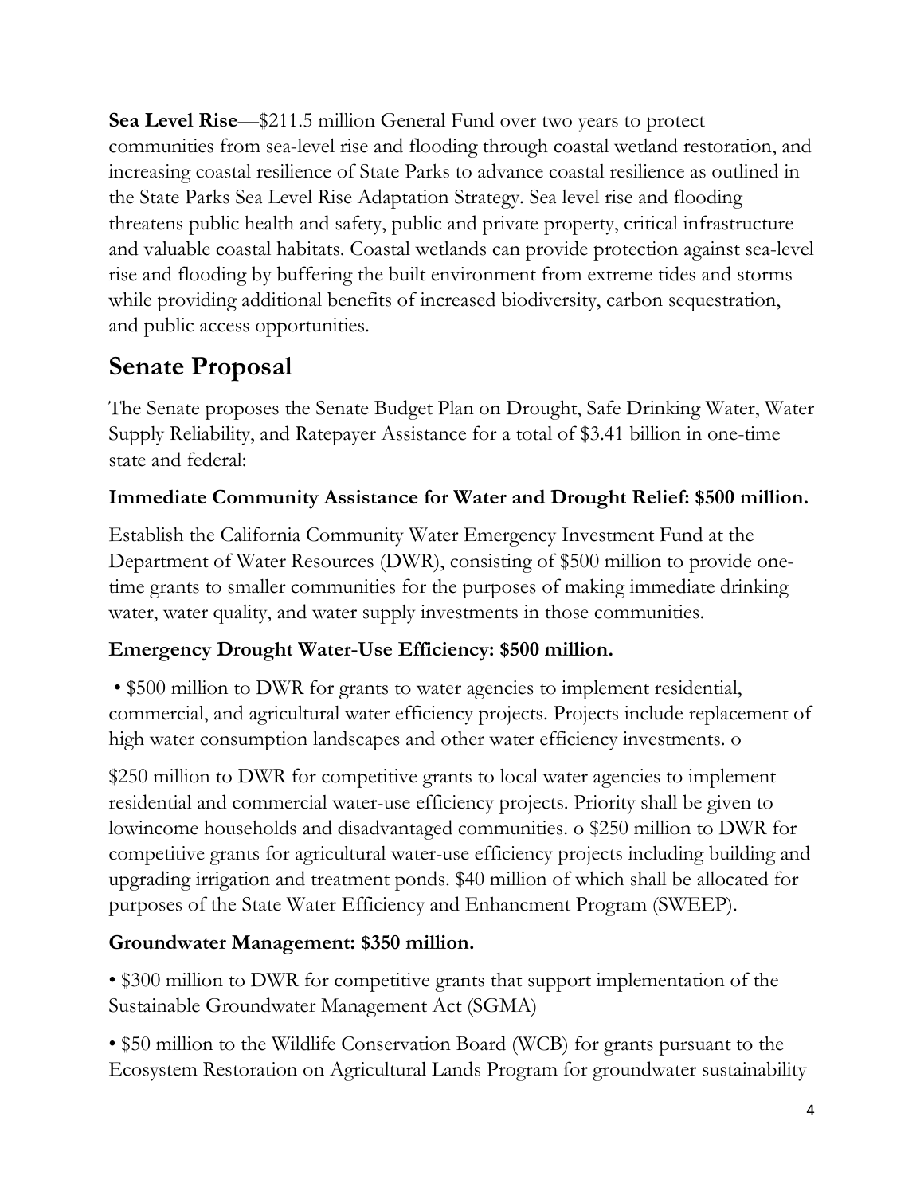**Sea Level Rise**—$211.5 million General Fund over two years to protect communities from sea-level rise and flooding through coastal wetland restoration, and increasing coastal resilience of State Parks to advance coastal resilience as outlined in the State Parks Sea Level Rise Adaptation Strategy. Sea level rise and flooding threatens public health and safety, public and private property, critical infrastructure and valuable coastal habitats. Coastal wetlands can provide protection against sea-level rise and flooding by buffering the built environment from extreme tides and storms while providing additional benefits of increased biodiversity, carbon sequestration, and public access opportunities.

## Senate Proposal

The Senate proposes the Senate Budget Plan on Drought, Safe Drinking Water, Water Supply Reliability, and Ratepayer Assistance for a total of $3.41 billion in one-time state and federal:

**Immediate Community Assistance for Water and Drought Relief: $500 million.**

Establish the California Community Water Emergency Investment Fund at the Department of Water Resources (DWR), consisting of $500 million to provide one-time grants to smaller communities for the purposes of making immediate drinking water, water quality, and water supply investments in those communities.

**Emergency Drought Water-Use Efficiency: $500 million.**

• $500 million to DWR for grants to water agencies to implement residential, commercial, and agricultural water efficiency projects. Projects include replacement of high water consumption landscapes and other water efficiency investments. o

$250 million to DWR for competitive grants to local water agencies to implement residential and commercial water-use efficiency projects. Priority shall be given to lowincome households and disadvantaged communities. o $250 million to DWR for competitive grants for agricultural water-use efficiency projects including building and upgrading irrigation and treatment ponds. $40 million of which shall be allocated for purposes of the State Water Efficiency and Enhancment Program (SWEEP).

**Groundwater Management: $350 million.**

• $300 million to DWR for competitive grants that support implementation of the Sustainable Groundwater Management Act (SGMA)

• $50 million to the Wildlife Conservation Board (WCB) for grants pursuant to the Ecosystem Restoration on Agricultural Lands Program for groundwater sustainability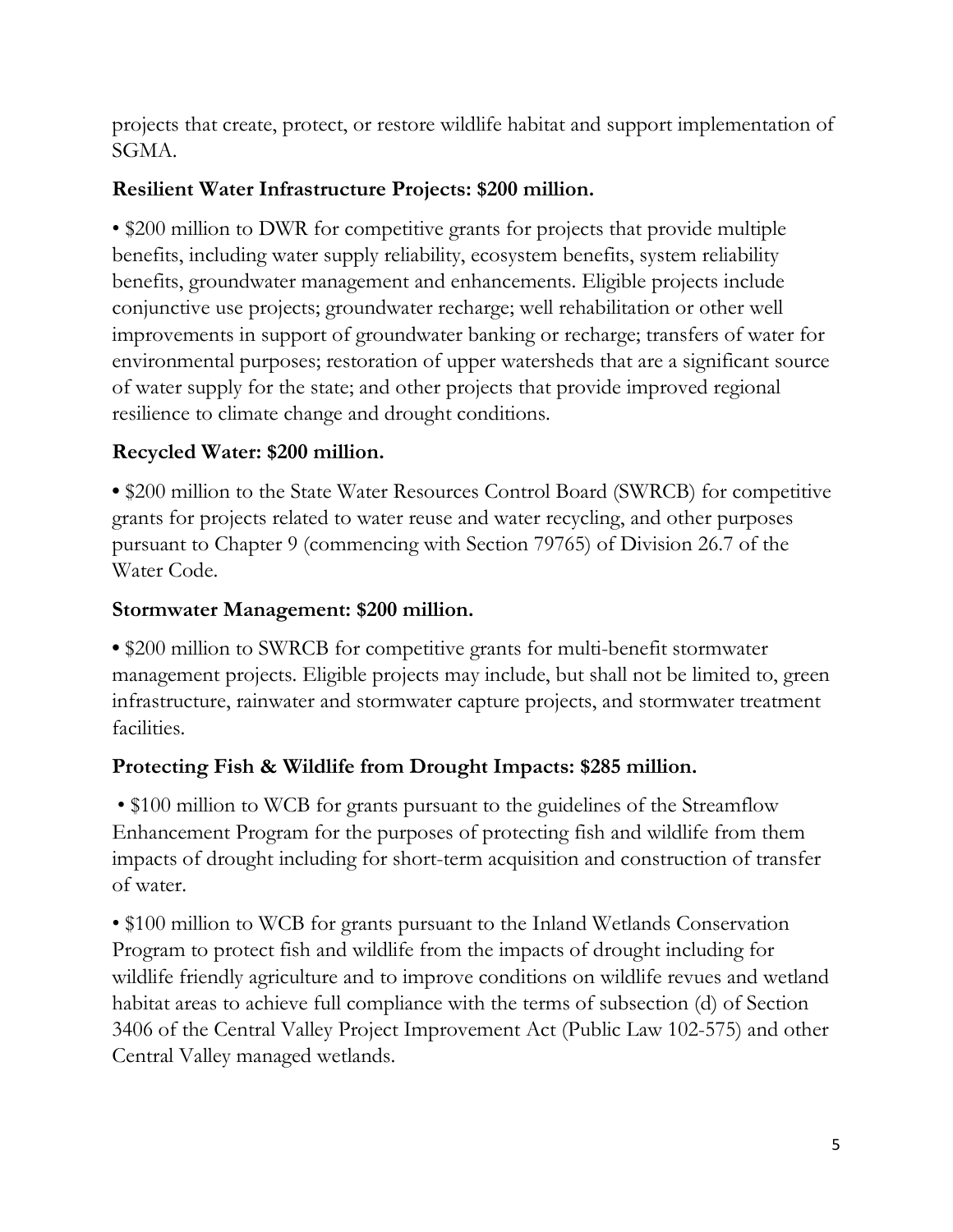projects that create, protect, or restore wildlife habitat and support implementation of SGMA.

**Resilient Water Infrastructure Projects: $200 million.**

• $200 million to DWR for competitive grants for projects that provide multiple benefits, including water supply reliability, ecosystem benefits, system reliability benefits, groundwater management and enhancements. Eligible projects include conjunctive use projects; groundwater recharge; well rehabilitation or other well improvements in support of groundwater banking or recharge; transfers of water for environmental purposes; restoration of upper watersheds that are a significant source of water supply for the state; and other projects that provide improved regional resilience to climate change and drought conditions.

**Recycled Water: $200 million.**

• $200 million to the State Water Resources Control Board (SWRCB) for competitive grants for projects related to water reuse and water recycling, and other purposes pursuant to Chapter 9 (commencing with Section 79765) of Division 26.7 of the Water Code.

**Stormwater Management: $200 million.**

• $200 million to SWRCB for competitive grants for multi-benefit stormwater management projects. Eligible projects may include, but shall not be limited to, green infrastructure, rainwater and stormwater capture projects, and stormwater treatment facilities.

**Protecting Fish & Wildlife from Drought Impacts: $285 million.**

• $100 million to WCB for grants pursuant to the guidelines of the Streamflow Enhancement Program for the purposes of protecting fish and wildlife from them impacts of drought including for short-term acquisition and construction of transfer of water.

• $100 million to WCB for grants pursuant to the Inland Wetlands Conservation Program to protect fish and wildlife from the impacts of drought including for wildlife friendly agriculture and to improve conditions on wildlife revues and wetland habitat areas to achieve full compliance with the terms of subsection (d) of Section 3406 of the Central Valley Project Improvement Act (Public Law 102-575) and other Central Valley managed wetlands.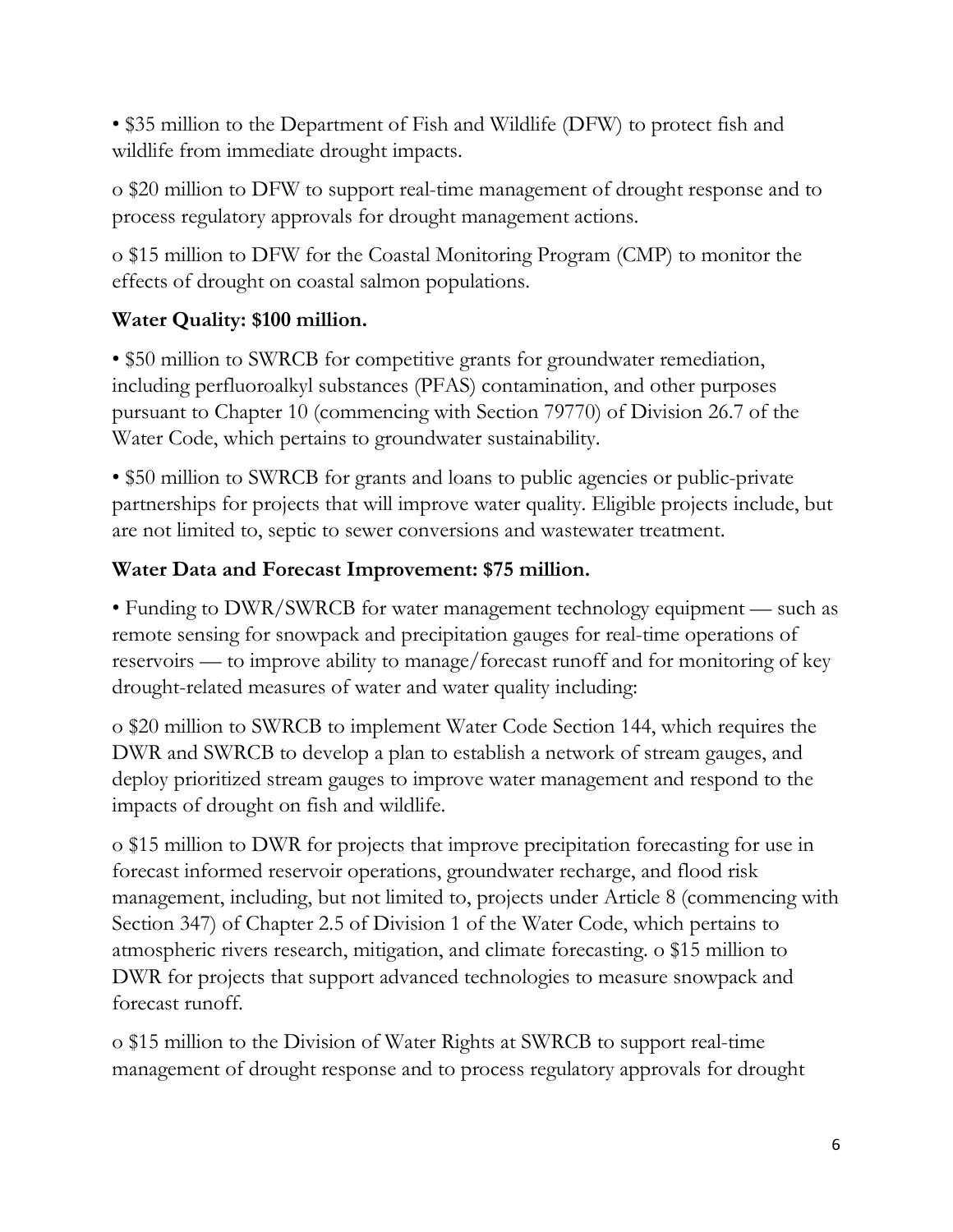- $35 million to the Department of Fish and Wildlife (DFW) to protect fish and wildlife from immediate drought impacts.
    - $20 million to DFW to support real-time management of drought response and to process regulatory approvals for drought management actions.
    - $15 million to DFW for the Coastal Monitoring Program (CMP) to monitor the effects of drought on coastal salmon populations.

**Water Quality: $100 million.**

- $50 million to SWRCB for competitive grants for groundwater remediation, including perfluoroalkyl substances (PFAS) contamination, and other purposes pursuant to Chapter 10 (commencing with Section 79770) of Division 26.7 of the Water Code, which pertains to groundwater sustainability.
- $50 million to SWRCB for grants and loans to public agencies or public-private partnerships for projects that will improve water quality. Eligible projects include, but are not limited to, septic to sewer conversions and wastewater treatment.

**Water Data and Forecast Improvement: $75 million.**

- Funding to DWR/SWRCB for water management technology equipment — such as remote sensing for snowpack and precipitation gauges for real-time operations of reservoirs — to improve ability to manage/forecast runoff and for monitoring of key drought-related measures of water and water quality including:
    - $20 million to SWRCB to implement Water Code Section 144, which requires the DWR and SWRCB to develop a plan to establish a network of stream gauges, and deploy prioritized stream gauges to improve water management and respond to the impacts of drought on fish and wildlife.
    - $15 million to DWR for projects that improve precipitation forecasting for use in forecast informed reservoir operations, groundwater recharge, and flood risk management, including, but not limited to, projects under Article 8 (commencing with Section 347) of Chapter 2.5 of Division 1 of the Water Code, which pertains to atmospheric rivers research, mitigation, and climate forecasting.
    - $15 million to DWR for projects that support advanced technologies to measure snowpack and forecast runoff.
    - $15 million to the Division of Water Rights at SWRCB to support real-time management of drought response and to process regulatory approvals for drought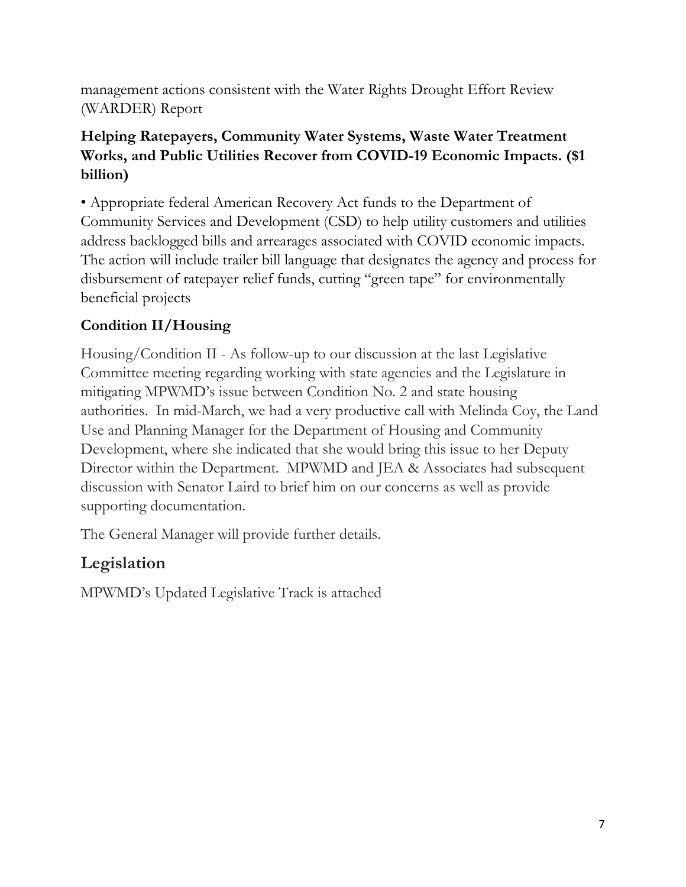management actions consistent with the Water Rights Drought Effort Review (WARDER) Report

**Helping Ratepayers, Community Water Systems, Waste Water Treatment Works, and Public Utilities Recover from COVID-19 Economic Impacts. ($1 billion)**

• Appropriate federal American Recovery Act funds to the Department of Community Services and Development (CSD) to help utility customers and utilities address backlogged bills and arrearages associated with COVID economic impacts. The action will include trailer bill language that designates the agency and process for disbursement of ratepayer relief funds, cutting "green tape" for environmentally beneficial projects

**Condition II/Housing**

Housing/Condition II - As follow-up to our discussion at the last Legislative Committee meeting regarding working with state agencies and the Legislature in mitigating MPWMD's issue between Condition No. 2 and state housing authorities. In mid-March, we had a very productive call with Melinda Coy, the Land Use and Planning Manager for the Department of Housing and Community Development, where she indicated that she would bring this issue to her Deputy Director within the Department. MPWMD and JEA & Associates had subsequent discussion with Senator Laird to brief him on our concerns as well as provide supporting documentation.

The General Manager will provide further details.

## Legislation

MPWMD's Updated Legislative Track is attached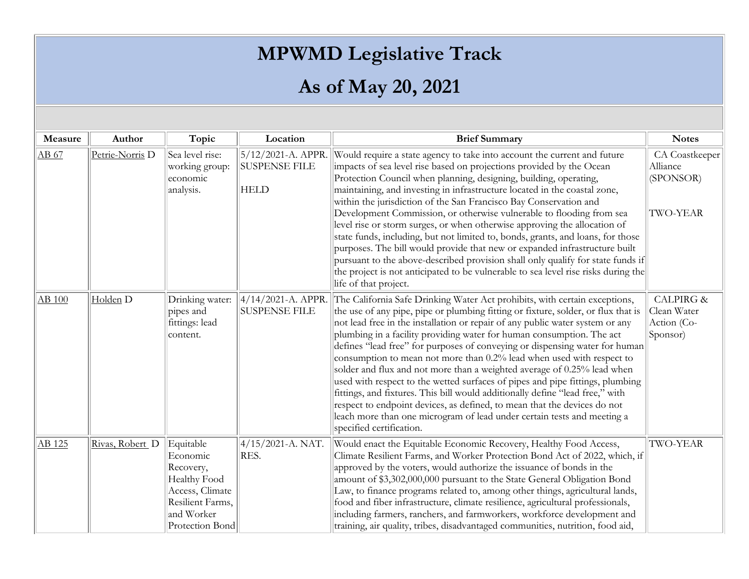# MPWMD Legislative Track

## As of May 20, 2021

| Measure | Author | Topic | Location | Brief Summary | Notes |
|---|---|---|---|---|---|
| AB 67 | Petrie-Norris D | Sea level rise: working group: economic analysis. | 5/12/2021-A. APPR. SUSPENSE FILE<br><br>HELD | Would require a state agency to take into account the current and future impacts of sea level rise based on projections provided by the Ocean Protection Council when planning, designing, building, operating, maintaining, and investing in infrastructure located in the coastal zone, within the jurisdiction of the San Francisco Bay Conservation and Development Commission, or otherwise vulnerable to flooding from sea level rise or storm surges, or when otherwise approving the allocation of state funds, including, but not limited to, bonds, grants, and loans, for those purposes. The bill would provide that new or expanded infrastructure built pursuant to the above-described provision shall only qualify for state funds if the project is not anticipated to be vulnerable to sea level rise risks during the life of that project. | CA Coastkeeper Alliance (SPONSOR)<br><br>TWO-YEAR |
| AB 100 | Holden D | Drinking water: pipes and fittings: lead content. | 4/14/2021-A. APPR. SUSPENSE FILE | The California Safe Drinking Water Act prohibits, with certain exceptions, the use of any pipe, pipe or plumbing fitting or fixture, solder, or flux that is not lead free in the installation or repair of any public water system or any plumbing in a facility providing water for human consumption. The act defines "lead free" for purposes of conveying or dispensing water for human consumption to mean not more than 0.2% lead when used with respect to solder and flux and not more than a weighted average of 0.25% lead when used with respect to the wetted surfaces of pipes and pipe fittings, plumbing fittings, and fixtures. This bill would additionally define "lead free," with respect to endpoint devices, as defined, to mean that the devices do not leach more than one microgram of lead under certain tests and meeting a specified certification. | CALPIRG & Clean Water Action (Co-Sponsor) |
| AB 125 | Rivas, Robert D | Equitable Economic Recovery, Healthy Food Access, Climate Resilient Farms, and Worker Protection Bond | 4/15/2021-A. NAT. RES. | Would enact the Equitable Economic Recovery, Healthy Food Access, Climate Resilient Farms, and Worker Protection Bond Act of 2022, which, if approved by the voters, would authorize the issuance of bonds in the amount of $3,302,000,000 pursuant to the State General Obligation Bond Law, to finance programs related to, among other things, agricultural lands, food and fiber infrastructure, climate resilience, agricultural professionals, including farmers, ranchers, and farmworkers, workforce development and training, air quality, tribes, disadvantaged communities, nutrition, food aid, | TWO-YEAR |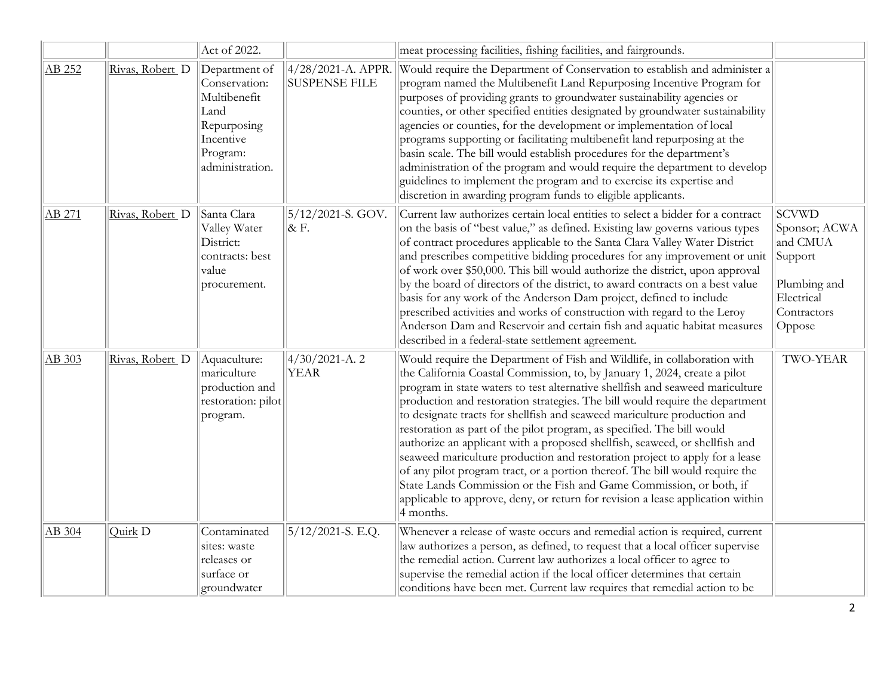| | | | | | |
|---|---|---|---|---|---|
| | | Act of 2022. | | meat processing facilities, fishing facilities, and fairgrounds. | |
| AB 252 | Rivas, Robert D | Department of Conservation: Multibenefit Land Repurposing Incentive Program: administration. | 4/28/2021-A. APPR. SUSPENSE FILE | Would require the Department of Conservation to establish and administer a program named the Multibenefit Land Repurposing Incentive Program for purposes of providing grants to groundwater sustainability agencies or counties, or other specified entities designated by groundwater sustainability agencies or counties, for the development or implementation of local programs supporting or facilitating multibenefit land repurposing at the basin scale. The bill would establish procedures for the department's administration of the program and would require the department to develop guidelines to implement the program and to exercise its expertise and discretion in awarding program funds to eligible applicants. | |
| AB 271 | Rivas, Robert D | Santa Clara Valley Water District: contracts: best value procurement. | 5/12/2021-S. GOV. & F. | Current law authorizes certain local entities to select a bidder for a contract on the basis of "best value," as defined. Existing law governs various types of contract procedures applicable to the Santa Clara Valley Water District and prescribes competitive bidding procedures for any improvement or unit of work over $50,000. This bill would authorize the district, upon approval by the board of directors of the district, to award contracts on a best value basis for any work of the Anderson Dam project, defined to include prescribed activities and works of construction with regard to the Leroy Anderson Dam and Reservoir and certain fish and aquatic habitat measures described in a federal-state settlement agreement. | SCVWD Sponsor; ACWA and CMUA Support<br><br>Plumbing and Electrical Contractors Oppose |
| AB 303 | Rivas, Robert D | Aquaculture: mariculture production and restoration: pilot program. | 4/30/2021-A. 2 YEAR | Would require the Department of Fish and Wildlife, in collaboration with the California Coastal Commission, to, by January 1, 2024, create a pilot program in state waters to test alternative shellfish and seaweed mariculture production and restoration strategies. The bill would require the department to designate tracts for shellfish and seaweed mariculture production and restoration as part of the pilot program, as specified. The bill would authorize an applicant with a proposed shellfish, seaweed, or shellfish and seaweed mariculture production and restoration project to apply for a lease of any pilot program tract, or a portion thereof. The bill would require the State Lands Commission or the Fish and Game Commission, or both, if applicable to approve, deny, or return for revision a lease application within 4 months. | TWO-YEAR |
| AB 304 | Quirk D | Contaminated sites: waste releases or surface or groundwater | 5/12/2021-S. E.Q. | Whenever a release of waste occurs and remedial action is required, current law authorizes a person, as defined, to request that a local officer supervise the remedial action. Current law authorizes a local officer to agree to supervise the remedial action if the local officer determines that certain conditions have been met. Current law requires that remedial action to be | |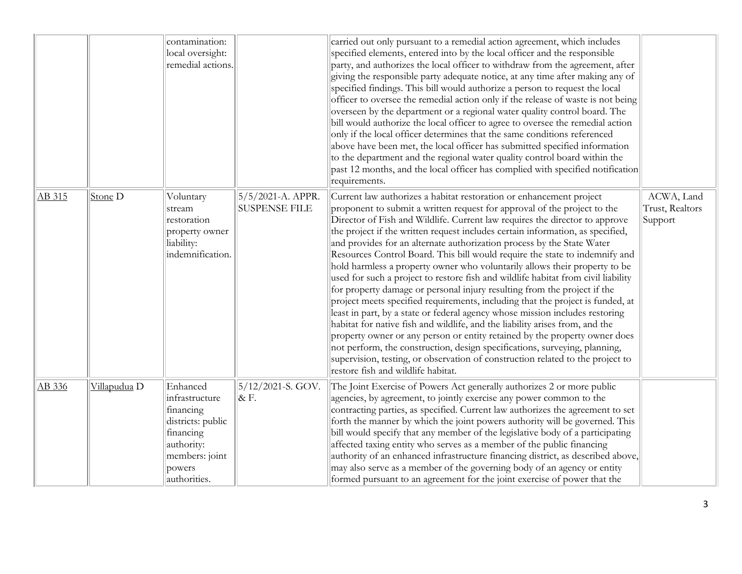| | | | | | |
|---|---|---|---|---|---|
| | | contamination: local oversight: remedial actions. | | carried out only pursuant to a remedial action agreement, which includes specified elements, entered into by the local officer and the responsible party, and authorizes the local officer to withdraw from the agreement, after giving the responsible party adequate notice, at any time after making any of specified findings. This bill would authorize a person to request the local officer to oversee the remedial action only if the release of waste is not being overseen by the department or a regional water quality control board. The bill would authorize the local officer to agree to oversee the remedial action only if the local officer determines that the same conditions referenced above have been met, the local officer has submitted specified information to the department and the regional water quality control board within the past 12 months, and the local officer has complied with specified notification requirements. | |
| AB 315 | Stone D | Voluntary stream restoration property owner liability: indemnification. | 5/5/2021-A. APPR. SUSPENSE FILE | Current law authorizes a habitat restoration or enhancement project proponent to submit a written request for approval of the project to the Director of Fish and Wildlife. Current law requires the director to approve the project if the written request includes certain information, as specified, and provides for an alternate authorization process by the State Water Resources Control Board. This bill would require the state to indemnify and hold harmless a property owner who voluntarily allows their property to be used for such a project to restore fish and wildlife habitat from civil liability for property damage or personal injury resulting from the project if the project meets specified requirements, including that the project is funded, at least in part, by a state or federal agency whose mission includes restoring habitat for native fish and wildlife, and the liability arises from, and the property owner or any person or entity retained by the property owner does not perform, the construction, design specifications, surveying, planning, supervision, testing, or observation of construction related to the project to restore fish and wildlife habitat. | ACWA, Land Trust, Realtors Support |
| AB 336 | Villapudua D | Enhanced infrastructure financing districts: public financing authority: members: joint powers authorities. | 5/12/2021-S. GOV. & F. | The Joint Exercise of Powers Act generally authorizes 2 or more public agencies, by agreement, to jointly exercise any power common to the contracting parties, as specified. Current law authorizes the agreement to set forth the manner by which the joint powers authority will be governed. This bill would specify that any member of the legislative body of a participating affected taxing entity who serves as a member of the public financing authority of an enhanced infrastructure financing district, as described above, may also serve as a member of the governing body of an agency or entity formed pursuant to an agreement for the joint exercise of power that the | |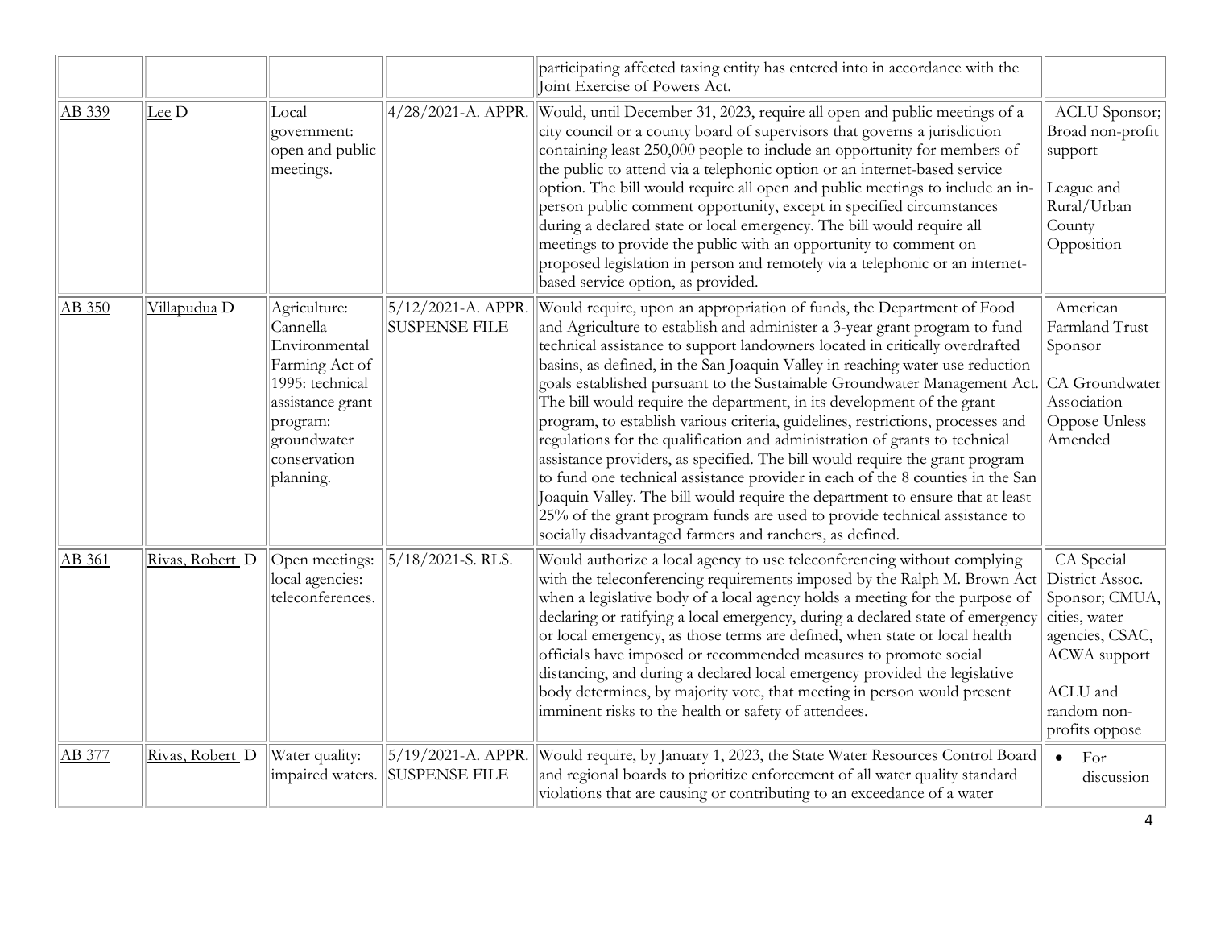| | | | | | |
|---|---|---|---|---|---|
| | | | | participating affected taxing entity has entered into in accordance with the Joint Exercise of Powers Act. | |
| AB 339 | Lee D | Local government: open and public meetings. | 4/28/2021-A. APPR. | Would, until December 31, 2023, require all open and public meetings of a city council or a county board of supervisors that governs a jurisdiction containing least 250,000 people to include an opportunity for members of the public to attend via a telephonic option or an internet-based service option. The bill would require all open and public meetings to include an in-person public comment opportunity, except in specified circumstances during a declared state or local emergency. The bill would require all meetings to provide the public with an opportunity to comment on proposed legislation in person and remotely via a telephonic or an internet-based service option, as provided. | ACLU Sponsor; Broad non-profit support<br><br>League and Rural/Urban County Opposition |
| AB 350 | Villapudua D | Agriculture: Cannella Environmental Farming Act of 1995: technical assistance grant program: groundwater conservation planning. | 5/12/2021-A. APPR. SUSPENSE FILE | Would require, upon an appropriation of funds, the Department of Food and Agriculture to establish and administer a 3-year grant program to fund technical assistance to support landowners located in critically overdrafted basins, as defined, in the San Joaquin Valley in reaching water use reduction goals established pursuant to the Sustainable Groundwater Management Act. The bill would require the department, in its development of the grant program, to establish various criteria, guidelines, restrictions, processes and regulations for the qualification and administration of grants to technical assistance providers, as specified. The bill would require the grant program to fund one technical assistance provider in each of the 8 counties in the San Joaquin Valley. The bill would require the department to ensure that at least 25% of the grant program funds are used to provide technical assistance to socially disadvantaged farmers and ranchers, as defined. | American Farmland Trust Sponsor<br><br>CA Groundwater Association Oppose Unless Amended |
| AB 361 | Rivas, Robert D | Open meetings: local agencies: teleconferences. | 5/18/2021-S. RLS. | Would authorize a local agency to use teleconferencing without complying with the teleconferencing requirements imposed by the Ralph M. Brown Act when a legislative body of a local agency holds a meeting for the purpose of declaring or ratifying a local emergency, during a declared state of emergency or local emergency, as those terms are defined, when state or local health officials have imposed or recommended measures to promote social distancing, and during a declared local emergency provided the legislative body determines, by majority vote, that meeting in person would present imminent risks to the health or safety of attendees. | CA Special District Assoc. Sponsor; CMUA, cities, water agencies, CSAC, ACWA support<br><br>ACLU and random non-profits oppose |
| AB 377 | Rivas, Robert D | Water quality: impaired waters. | 5/19/2021-A. APPR. SUSPENSE FILE | Would require, by January 1, 2023, the State Water Resources Control Board and regional boards to prioritize enforcement of all water quality standard violations that are causing or contributing to an exceedance of a water | • For discussion |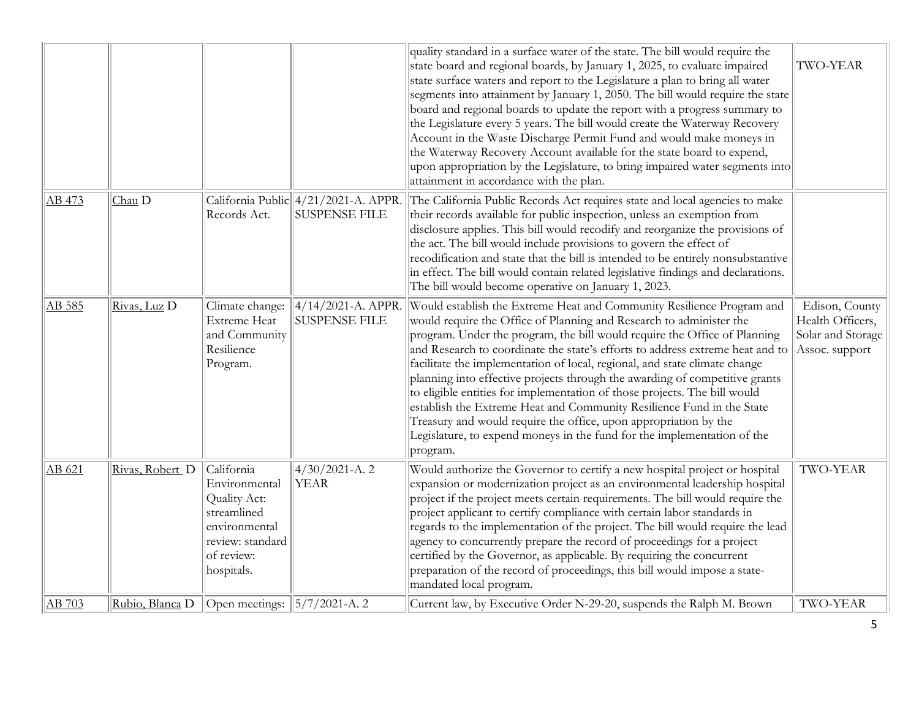| | | | | | |
|---|---|---|---|---|---|
| | | | | quality standard in a surface water of the state. The bill would require the state board and regional boards, by January 1, 2025, to evaluate impaired state surface waters and report to the Legislature a plan to bring all water segments into attainment by January 1, 2050. The bill would require the state board and regional boards to update the report with a progress summary to the Legislature every 5 years. The bill would create the Waterway Recovery Account in the Waste Discharge Permit Fund and would make moneys in the Waterway Recovery Account available for the state board to expend, upon appropriation by the Legislature, to bring impaired water segments into attainment in accordance with the plan. | TWO-YEAR |
| AB 473 | Chau D | California Public Records Act. | 4/21/2021-A. APPR. SUSPENSE FILE | The California Public Records Act requires state and local agencies to make their records available for public inspection, unless an exemption from disclosure applies. This bill would recodify and reorganize the provisions of the act. The bill would include provisions to govern the effect of recodification and state that the bill is intended to be entirely nonsubstantive in effect. The bill would contain related legislative findings and declarations. The bill would become operative on January 1, 2023. | |
| AB 585 | Rivas, Luz D | Climate change: Extreme Heat and Community Resilience Program. | 4/14/2021-A. APPR. SUSPENSE FILE | Would establish the Extreme Heat and Community Resilience Program and would require the Office of Planning and Research to administer the program. Under the program, the bill would require the Office of Planning and Research to coordinate the state's efforts to address extreme heat and to facilitate the implementation of local, regional, and state climate change planning into effective projects through the awarding of competitive grants to eligible entities for implementation of those projects. The bill would establish the Extreme Heat and Community Resilience Fund in the State Treasury and would require the office, upon appropriation by the Legislature, to expend moneys in the fund for the implementation of the program. | Edison, County Health Officers, Solar and Storage Assoc. support |
| AB 621 | Rivas, Robert D | California Environmental Quality Act: streamlined environmental review: standard of review: hospitals. | 4/30/2021-A. 2 YEAR | Would authorize the Governor to certify a new hospital project or hospital expansion or modernization project as an environmental leadership hospital project if the project meets certain requirements. The bill would require the project applicant to certify compliance with certain labor standards in regards to the implementation of the project. The bill would require the lead agency to concurrently prepare the record of proceedings for a project certified by the Governor, as applicable. By requiring the concurrent preparation of the record of proceedings, this bill would impose a state-mandated local program. | TWO-YEAR |
| AB 703 | Rubio, Blanca D | Open meetings: | 5/7/2021-A. 2 | Current law, by Executive Order N-29-20, suspends the Ralph M. Brown | TWO-YEAR |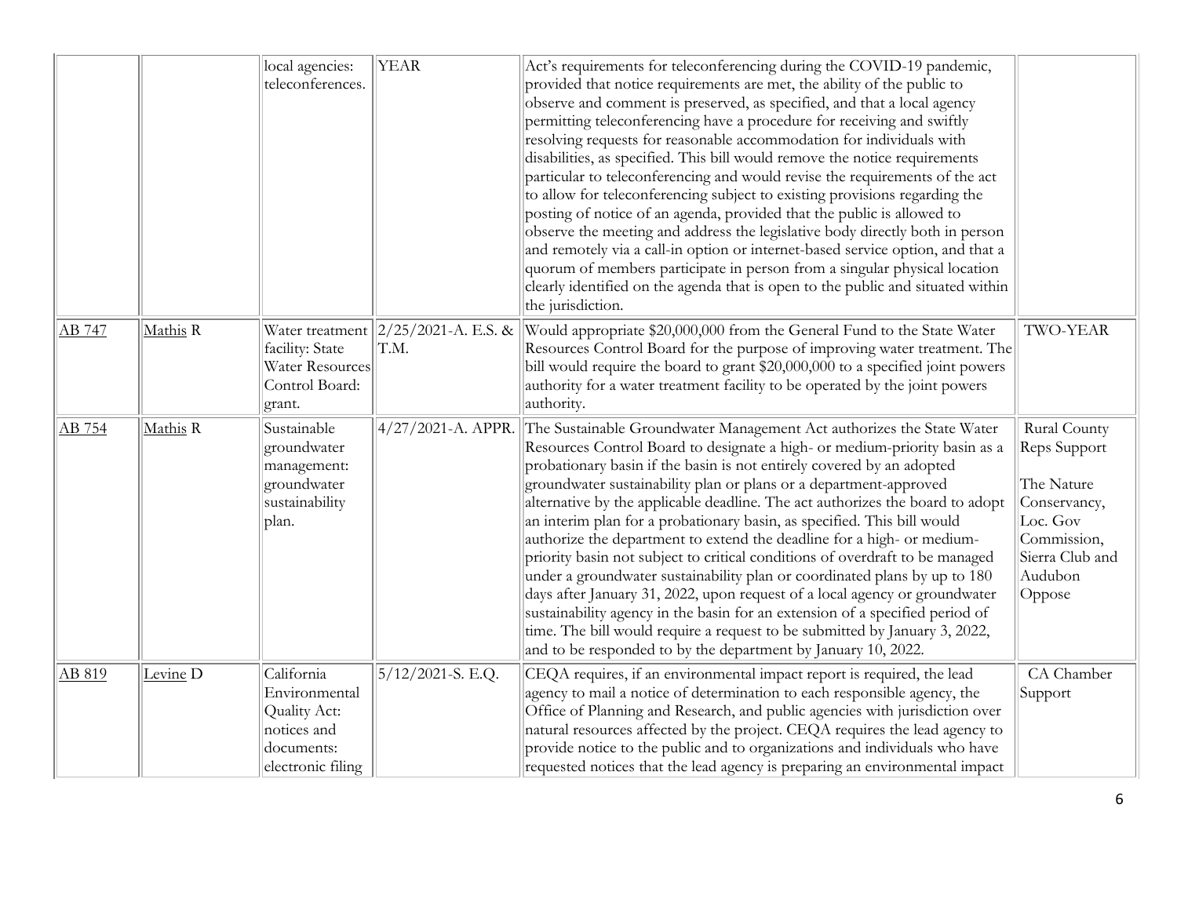| | | | | | |
|---|---|---|---|---|---|
| | | local agencies: teleconferences. | YEAR | Act's requirements for teleconferencing during the COVID-19 pandemic, provided that notice requirements are met, the ability of the public to observe and comment is preserved, as specified, and that a local agency permitting teleconferencing have a procedure for receiving and swiftly resolving requests for reasonable accommodation for individuals with disabilities, as specified. This bill would remove the notice requirements particular to teleconferencing and would revise the requirements of the act to allow for teleconferencing subject to existing provisions regarding the posting of notice of an agenda, provided that the public is allowed to observe the meeting and address the legislative body directly both in person and remotely via a call-in option or internet-based service option, and that a quorum of members participate in person from a singular physical location clearly identified on the agenda that is open to the public and situated within the jurisdiction. | |
| AB 747 | Mathis R | Water treatment facility: State Water Resources Control Board: grant. | 2/25/2021-A. E.S. & T.M. | Would appropriate $20,000,000 from the General Fund to the State Water Resources Control Board for the purpose of improving water treatment. The bill would require the board to grant $20,000,000 to a specified joint powers authority for a water treatment facility to be operated by the joint powers authority. | TWO-YEAR |
| AB 754 | Mathis R | Sustainable groundwater management: groundwater sustainability plan. | 4/27/2021-A. APPR. | The Sustainable Groundwater Management Act authorizes the State Water Resources Control Board to designate a high- or medium-priority basin as a probationary basin if the basin is not entirely covered by an adopted groundwater sustainability plan or plans or a department-approved alternative by the applicable deadline. The act authorizes the board to adopt an interim plan for a probationary basin, as specified. This bill would authorize the department to extend the deadline for a high- or medium-priority basin not subject to critical conditions of overdraft to be managed under a groundwater sustainability plan or coordinated plans by up to 180 days after January 31, 2022, upon request of a local agency or groundwater sustainability agency in the basin for an extension of a specified period of time. The bill would require a request to be submitted by January 3, 2022, and to be responded to by the department by January 10, 2022. | Rural County Reps Support<br><br>The Nature Conservancy, Loc. Gov Commission, Sierra Club and Audubon Oppose |
| AB 819 | Levine D | California Environmental Quality Act: notices and documents: electronic filing | 5/12/2021-S. E.Q. | CEQA requires, if an environmental impact report is required, the lead agency to mail a notice of determination to each responsible agency, the Office of Planning and Research, and public agencies with jurisdiction over natural resources affected by the project. CEQA requires the lead agency to provide notice to the public and to organizations and individuals who have requested notices that the lead agency is preparing an environmental impact | CA Chamber Support |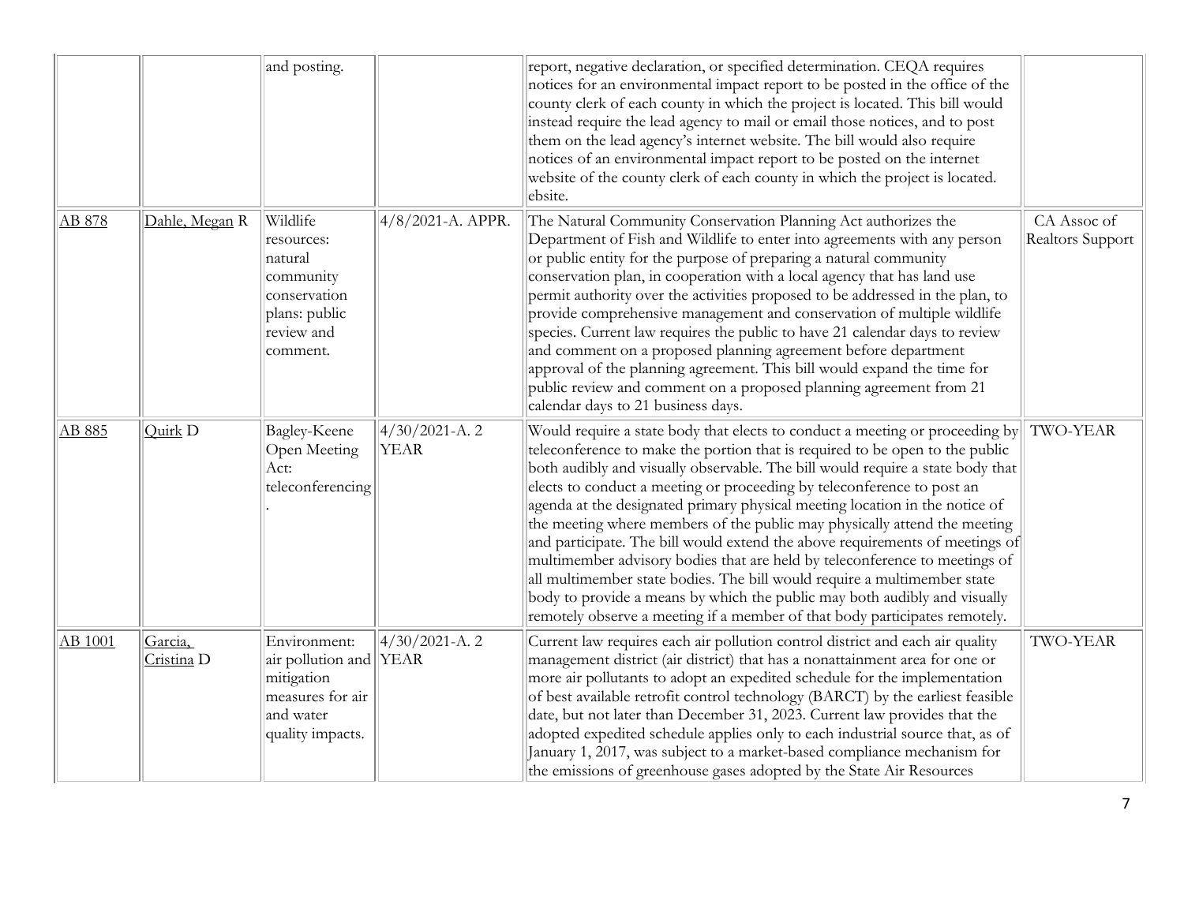| | | | | | |
|---|---|---|---|---|---|
| | | and posting. | | report, negative declaration, or specified determination. CEQA requires notices for an environmental impact report to be posted in the office of the county clerk of each county in which the project is located. This bill would instead require the lead agency to mail or email those notices, and to post them on the lead agency's internet website. The bill would also require notices of an environmental impact report to be posted on the internet website of the county clerk of each county in which the project is located. ebsite. | |
| AB 878 | Dahle, Megan R | Wildlife resources: natural community conservation plans: public review and comment. | 4/8/2021-A. APPR. | The Natural Community Conservation Planning Act authorizes the Department of Fish and Wildlife to enter into agreements with any person or public entity for the purpose of preparing a natural community conservation plan, in cooperation with a local agency that has land use permit authority over the activities proposed to be addressed in the plan, to provide comprehensive management and conservation of multiple wildlife species. Current law requires the public to have 21 calendar days to review and comment on a proposed planning agreement before department approval of the planning agreement. This bill would expand the time for public review and comment on a proposed planning agreement from 21 calendar days to 21 business days. | CA Assoc of Realtors Support |
| AB 885 | Quirk D | Bagley-Keene Open Meeting Act: teleconferencing. | 4/30/2021-A. 2 YEAR | Would require a state body that elects to conduct a meeting or proceeding by teleconference to make the portion that is required to be open to the public both audibly and visually observable. The bill would require a state body that elects to conduct a meeting or proceeding by teleconference to post an agenda at the designated primary physical meeting location in the notice of the meeting where members of the public may physically attend the meeting and participate. The bill would extend the above requirements of meetings of multimember advisory bodies that are held by teleconference to meetings of all multimember state bodies. The bill would require a multimember state body to provide a means by which the public may both audibly and visually remotely observe a meeting if a member of that body participates remotely. | TWO-YEAR |
| AB 1001 | Garcia, Cristina D | Environment: air pollution and mitigation measures for air and water quality impacts. | 4/30/2021-A. 2 YEAR | Current law requires each air pollution control district and each air quality management district (air district) that has a nonattainment area for one or more air pollutants to adopt an expedited schedule for the implementation of best available retrofit control technology (BARCT) by the earliest feasible date, but not later than December 31, 2023. Current law provides that the adopted expedited schedule applies only to each industrial source that, as of January 1, 2017, was subject to a market-based compliance mechanism for the emissions of greenhouse gases adopted by the State Air Resources | TWO-YEAR |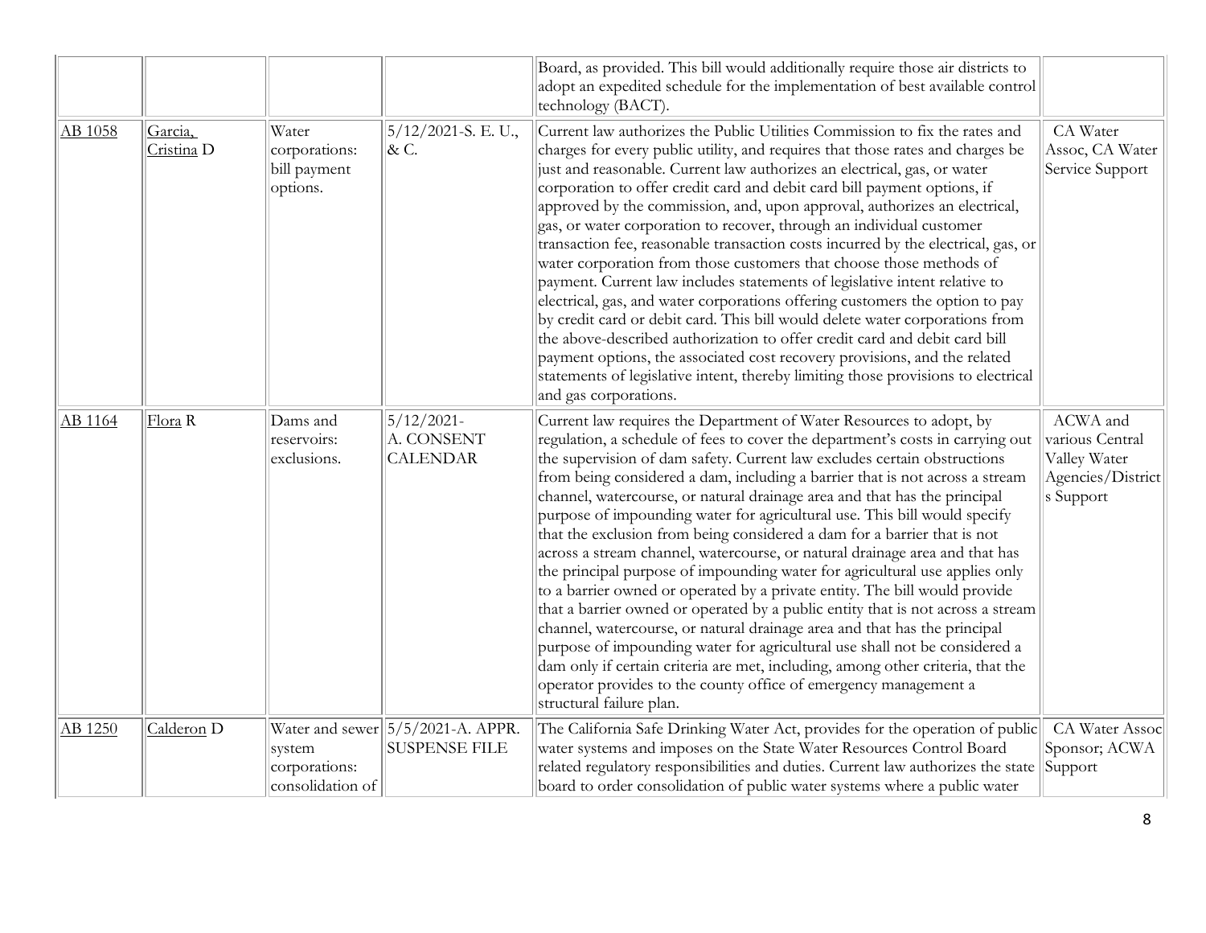| | | | | | |
|---|---|---|---|---|---|
| | | | | Board, as provided. This bill would additionally require those air districts to adopt an expedited schedule for the implementation of best available control technology (BACT). | |
| AB 1058 | Garcia, Cristina D | Water corporations: bill payment options. | 5/12/2021-S. E. U., & C. | Current law authorizes the Public Utilities Commission to fix the rates and charges for every public utility, and requires that those rates and charges be just and reasonable. Current law authorizes an electrical, gas, or water corporation to offer credit card and debit card bill payment options, if approved by the commission, and, upon approval, authorizes an electrical, gas, or water corporation to recover, through an individual customer transaction fee, reasonable transaction costs incurred by the electrical, gas, or water corporation from those customers that choose those methods of payment. Current law includes statements of legislative intent relative to electrical, gas, and water corporations offering customers the option to pay by credit card or debit card. This bill would delete water corporations from the above-described authorization to offer credit card and debit card bill payment options, the associated cost recovery provisions, and the related statements of legislative intent, thereby limiting those provisions to electrical and gas corporations. | CA Water Assoc, CA Water Service Support |
| AB 1164 | Flora R | Dams and reservoirs: exclusions. | 5/12/2021-A. CONSENT CALENDAR | Current law requires the Department of Water Resources to adopt, by regulation, a schedule of fees to cover the department's costs in carrying out the supervision of dam safety. Current law excludes certain obstructions from being considered a dam, including a barrier that is not across a stream channel, watercourse, or natural drainage area and that has the principal purpose of impounding water for agricultural use. This bill would specify that the exclusion from being considered a dam for a barrier that is not across a stream channel, watercourse, or natural drainage area and that has the principal purpose of impounding water for agricultural use applies only to a barrier owned or operated by a private entity. The bill would provide that a barrier owned or operated by a public entity that is not across a stream channel, watercourse, or natural drainage area and that has the principal purpose of impounding water for agricultural use shall not be considered a dam only if certain criteria are met, including, among other criteria, that the operator provides to the county office of emergency management a structural failure plan. | ACWA and various Central Valley Water Agencies/Districts Support |
| AB 1250 | Calderon D | Water and sewer system corporations: consolidation of | 5/5/2021-A. APPR. SUSPENSE FILE | The California Safe Drinking Water Act, provides for the operation of public water systems and imposes on the State Water Resources Control Board related regulatory responsibilities and duties. Current law authorizes the state board to order consolidation of public water systems where a public water | CA Water Assoc Sponsor; ACWA Support |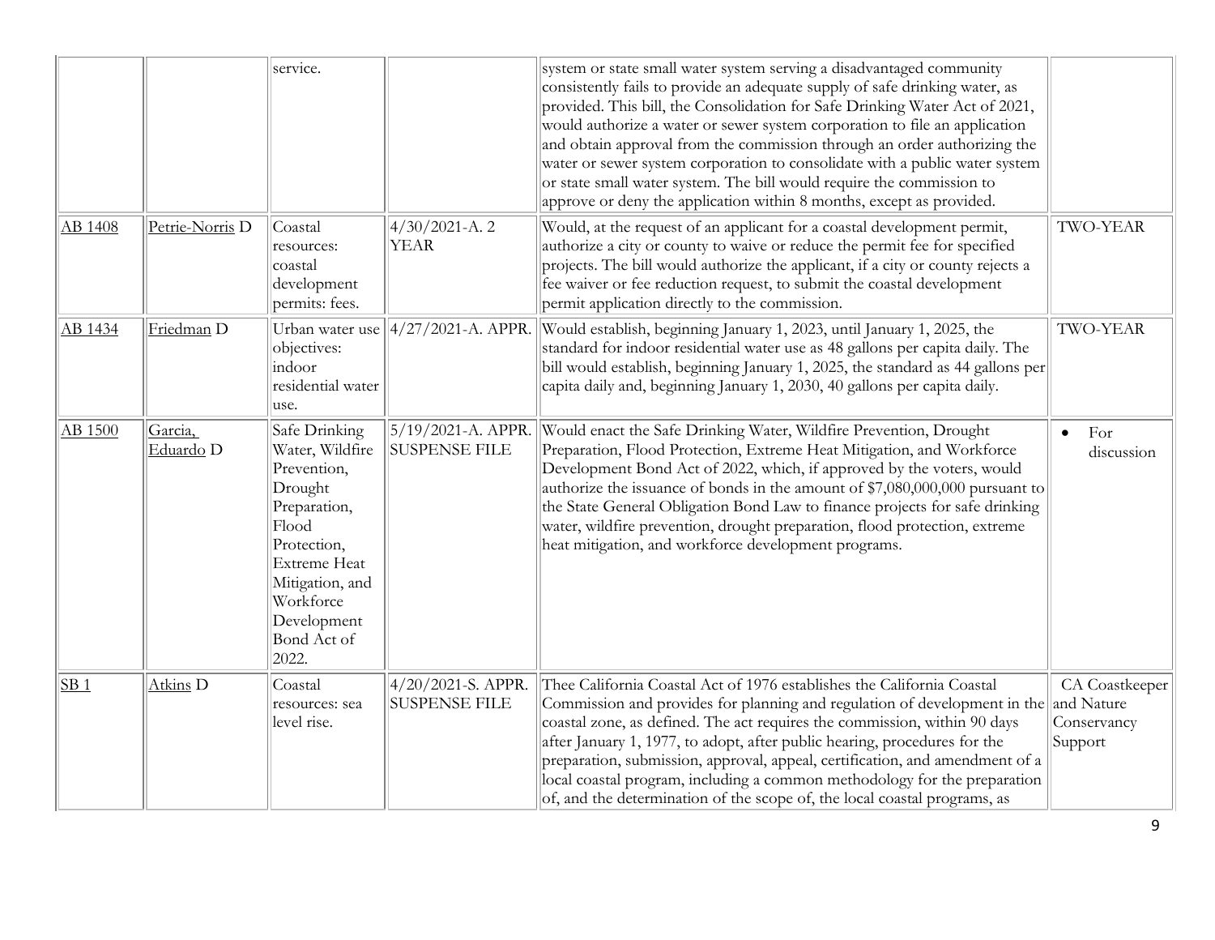| | | | | | |
|---|---|---|---|---|---|
| | | service. | | system or state small water system serving a disadvantaged community consistently fails to provide an adequate supply of safe drinking water, as provided. This bill, the Consolidation for Safe Drinking Water Act of 2021, would authorize a water or sewer system corporation to file an application and obtain approval from the commission through an order authorizing the water or sewer system corporation to consolidate with a public water system or state small water system. The bill would require the commission to approve or deny the application within 8 months, except as provided. | |
| AB 1408 | Petrie-Norris D | Coastal resources: coastal development permits: fees. | 4/30/2021-A. 2 YEAR | Would, at the request of an applicant for a coastal development permit, authorize a city or county to waive or reduce the permit fee for specified projects. The bill would authorize the applicant, if a city or county rejects a fee waiver or fee reduction request, to submit the coastal development permit application directly to the commission. | TWO-YEAR |
| AB 1434 | Friedman D | Urban water use objectives: indoor residential water use. | 4/27/2021-A. APPR. | Would establish, beginning January 1, 2023, until January 1, 2025, the standard for indoor residential water use as 48 gallons per capita daily. The bill would establish, beginning January 1, 2025, the standard as 44 gallons per capita daily and, beginning January 1, 2030, 40 gallons per capita daily. | TWO-YEAR |
| AB 1500 | Garcia, Eduardo D | Safe Drinking Water, Wildfire Prevention, Drought Preparation, Flood Protection, Extreme Heat Mitigation, and Workforce Development Bond Act of 2022. | 5/19/2021-A. APPR. SUSPENSE FILE | Would enact the Safe Drinking Water, Wildfire Prevention, Drought Preparation, Flood Protection, Extreme Heat Mitigation, and Workforce Development Bond Act of 2022, which, if approved by the voters, would authorize the issuance of bonds in the amount of $7,080,000,000 pursuant to the State General Obligation Bond Law to finance projects for safe drinking water, wildfire prevention, drought preparation, flood protection, extreme heat mitigation, and workforce development programs. | • For discussion |
| SB 1 | Atkins D | Coastal resources: sea level rise. | 4/20/2021-S. APPR. SUSPENSE FILE | Thee California Coastal Act of 1976 establishes the California Coastal Commission and provides for planning and regulation of development in the coastal zone, as defined. The act requires the commission, within 90 days after January 1, 1977, to adopt, after public hearing, procedures for the preparation, submission, approval, appeal, certification, and amendment of a local coastal program, including a common methodology for the preparation of, and the determination of the scope of, the local coastal programs, as | CA Coastkeeper and Nature Conservancy Support |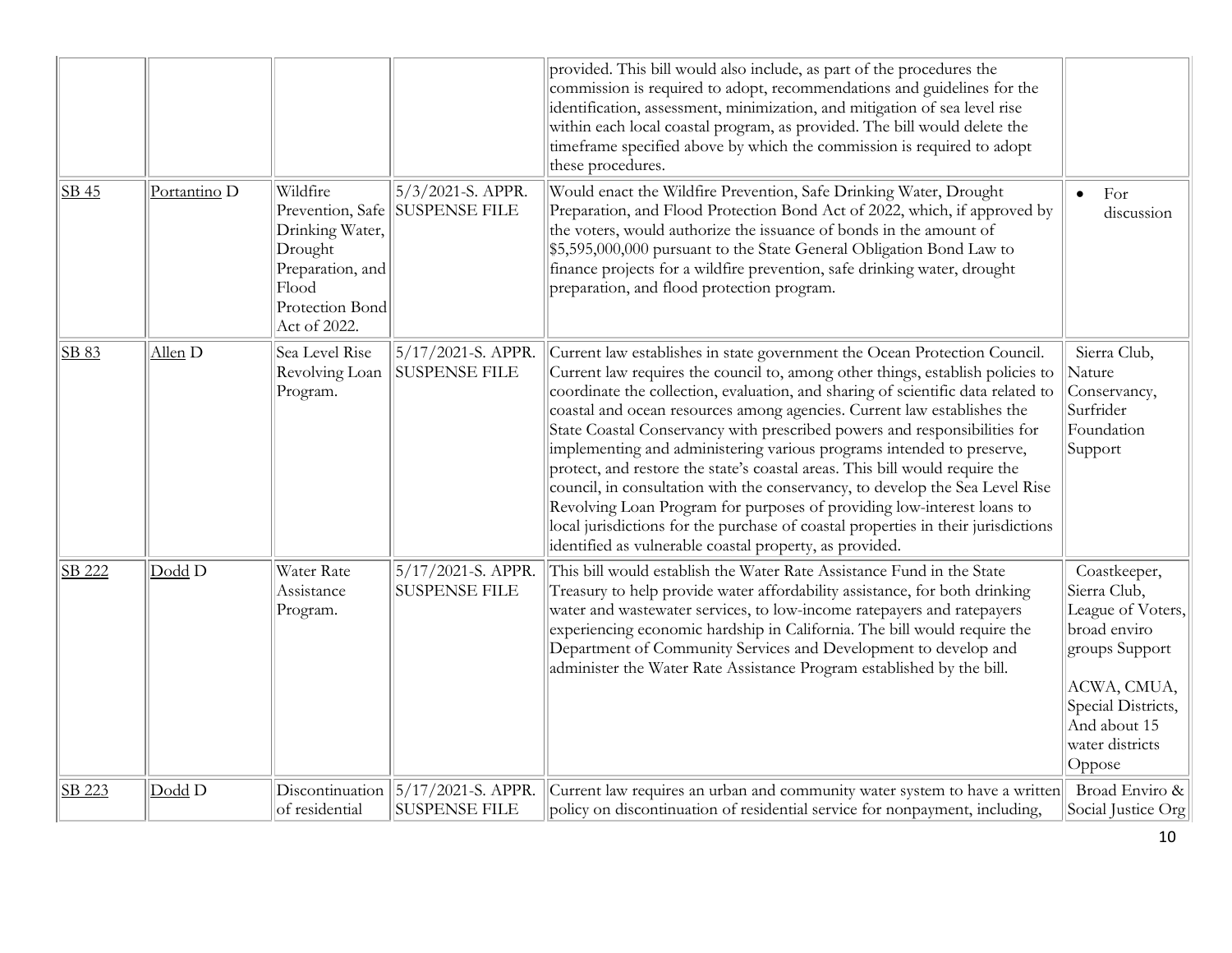| | | | | | |
|---|---|---|---|---|---|
| | | | | provided. This bill would also include, as part of the procedures the commission is required to adopt, recommendations and guidelines for the identification, assessment, minimization, and mitigation of sea level rise within each local coastal program, as provided. The bill would delete the timeframe specified above by which the commission is required to adopt these procedures. | |
| SB 45 | Portantino D | Wildfire Prevention, Safe Drinking Water, Drought Preparation, and Flood Protection Bond Act of 2022. | 5/3/2021-S. APPR. SUSPENSE FILE | Would enact the Wildfire Prevention, Safe Drinking Water, Drought Preparation, and Flood Protection Bond Act of 2022, which, if approved by the voters, would authorize the issuance of bonds in the amount of $5,595,000,000 pursuant to the State General Obligation Bond Law to finance projects for a wildfire prevention, safe drinking water, drought preparation, and flood protection program. | • For discussion |
| SB 83 | Allen D | Sea Level Rise Revolving Loan Program. | 5/17/2021-S. APPR. SUSPENSE FILE | Current law establishes in state government the Ocean Protection Council. Current law requires the council to, among other things, establish policies to coordinate the collection, evaluation, and sharing of scientific data related to coastal and ocean resources among agencies. Current law establishes the State Coastal Conservancy with prescribed powers and responsibilities for implementing and administering various programs intended to preserve, protect, and restore the state's coastal areas. This bill would require the council, in consultation with the conservancy, to develop the Sea Level Rise Revolving Loan Program for purposes of providing low-interest loans to local jurisdictions for the purchase of coastal properties in their jurisdictions identified as vulnerable coastal property, as provided. | Sierra Club, Nature Conservancy, Surfrider Foundation Support |
| SB 222 | Dodd D | Water Rate Assistance Program. | 5/17/2021-S. APPR. SUSPENSE FILE | This bill would establish the Water Rate Assistance Fund in the State Treasury to help provide water affordability assistance, for both drinking water and wastewater services, to low-income ratepayers and ratepayers experiencing economic hardship in California. The bill would require the Department of Community Services and Development to develop and administer the Water Rate Assistance Program established by the bill. | Coastkeeper, Sierra Club, League of Voters, broad enviro groups Support<br><br>ACWA, CMUA, Special Districts, And about 15 water districts Oppose |
| SB 223 | Dodd D | Discontinuation of residential | 5/17/2021-S. APPR. SUSPENSE FILE | Current law requires an urban and community water system to have a written policy on discontinuation of residential service for nonpayment, including, | Broad Enviro & Social Justice Org |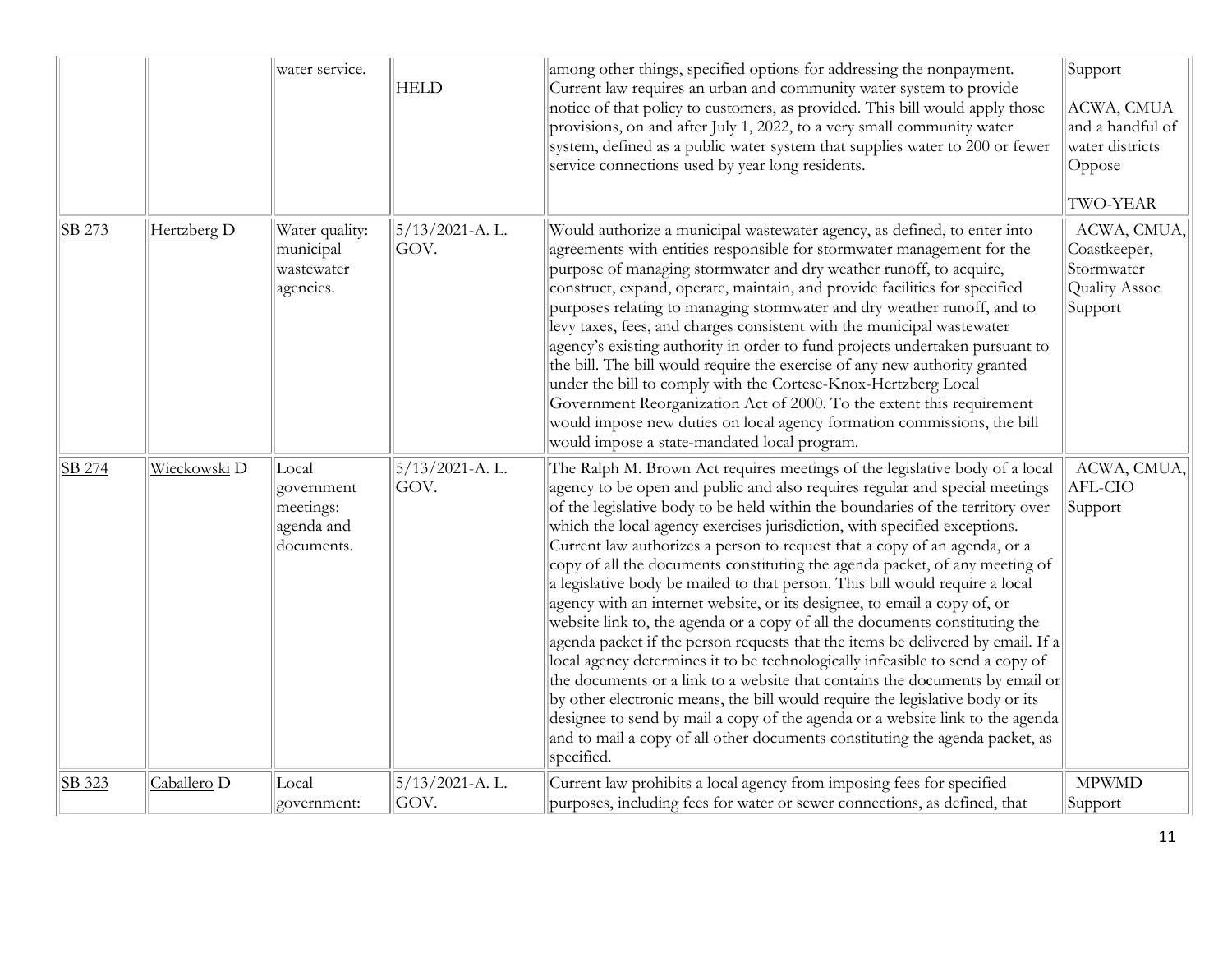| | | | | | |
|---|---|---|---|---|---|
| | | water service. | HELD | among other things, specified options for addressing the nonpayment. Current law requires an urban and community water system to provide notice of that policy to customers, as provided. This bill would apply those provisions, on and after July 1, 2022, to a very small community water system, defined as a public water system that supplies water to 200 or fewer service connections used by year long residents. | Support<br><br>ACWA, CMUA and a handful of water districts Oppose<br><br>TWO-YEAR |
| SB 273 | Hertzberg D | Water quality: municipal wastewater agencies. | 5/13/2021-A. L. GOV. | Would authorize a municipal wastewater agency, as defined, to enter into agreements with entities responsible for stormwater management for the purpose of managing stormwater and dry weather runoff, to acquire, construct, expand, operate, maintain, and provide facilities for specified purposes relating to managing stormwater and dry weather runoff, and to levy taxes, fees, and charges consistent with the municipal wastewater agency's existing authority in order to fund projects undertaken pursuant to the bill. The bill would require the exercise of any new authority granted under the bill to comply with the Cortese-Knox-Hertzberg Local Government Reorganization Act of 2000. To the extent this requirement would impose new duties on local agency formation commissions, the bill would impose a state-mandated local program. | ACWA, CMUA, Coastkeeper, Stormwater Quality Assoc Support |
| SB 274 | Wieckowski D | Local government meetings: agenda and documents. | 5/13/2021-A. L. GOV. | The Ralph M. Brown Act requires meetings of the legislative body of a local agency to be open and public and also requires regular and special meetings of the legislative body to be held within the boundaries of the territory over which the local agency exercises jurisdiction, with specified exceptions. Current law authorizes a person to request that a copy of an agenda, or a copy of all the documents constituting the agenda packet, of any meeting of a legislative body be mailed to that person. This bill would require a local agency with an internet website, or its designee, to email a copy of, or website link to, the agenda or a copy of all the documents constituting the agenda packet if the person requests that the items be delivered by email. If a local agency determines it to be technologically infeasible to send a copy of the documents or a link to a website that contains the documents by email or by other electronic means, the bill would require the legislative body or its designee to send by mail a copy of the agenda or a website link to the agenda and to mail a copy of all other documents constituting the agenda packet, as specified. | ACWA, CMUA, AFL-CIO Support |
| SB 323 | Caballero D | Local government: | 5/13/2021-A. L. GOV. | Current law prohibits a local agency from imposing fees for specified purposes, including fees for water or sewer connections, as defined, that | MPWMD Support |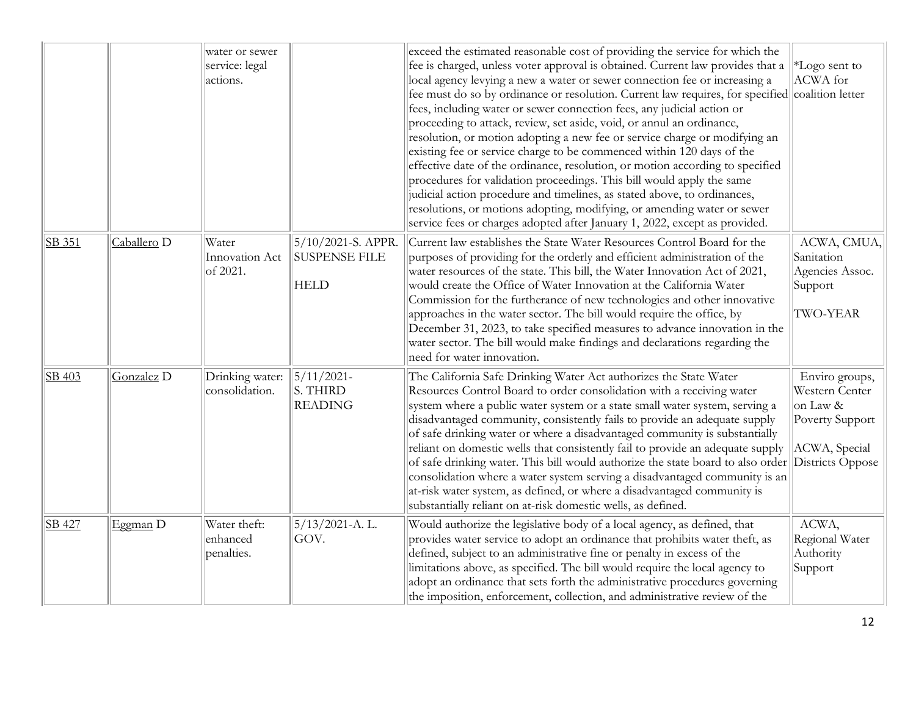| | | | | | |
|---|---|---|---|---|---|
| | | water or sewer service: legal actions. | | exceed the estimated reasonable cost of providing the service for which the fee is charged, unless voter approval is obtained. Current law provides that a local agency levying a new a water or sewer connection fee or increasing a fee must do so by ordinance or resolution. Current law requires, for specified fees, including water or sewer connection fees, any judicial action or proceeding to attack, review, set aside, void, or annul an ordinance, resolution, or motion adopting a new fee or service charge or modifying an existing fee or service charge to be commenced within 120 days of the effective date of the ordinance, resolution, or motion according to specified procedures for validation proceedings. This bill would apply the same judicial action procedure and timelines, as stated above, to ordinances, resolutions, or motions adopting, modifying, or amending water or sewer service fees or charges adopted after January 1, 2022, except as provided. | *Logo sent to ACWA for coalition letter |
| SB 351 | Caballero D | Water Innovation Act of 2021. | 5/10/2021-S. APPR. SUSPENSE FILE<br><br>HELD | Current law establishes the State Water Resources Control Board for the purposes of providing for the orderly and efficient administration of the water resources of the state. This bill, the Water Innovation Act of 2021, would create the Office of Water Innovation at the California Water Commission for the furtherance of new technologies and other innovative approaches in the water sector. The bill would require the office, by December 31, 2023, to take specified measures to advance innovation in the water sector. The bill would make findings and declarations regarding the need for water innovation. | ACWA, CMUA, Sanitation Agencies Assoc. Support<br><br>TWO-YEAR |
| SB 403 | Gonzalez D | Drinking water: consolidation. | 5/11/2021-S. THIRD READING | The California Safe Drinking Water Act authorizes the State Water Resources Control Board to order consolidation with a receiving water system where a public water system or a state small water system, serving a disadvantaged community, consistently fails to provide an adequate supply of safe drinking water or where a disadvantaged community is substantially reliant on domestic wells that consistently fail to provide an adequate supply of safe drinking water. This bill would authorize the state board to also order consolidation where a water system serving a disadvantaged community is an at-risk water system, as defined, or where a disadvantaged community is substantially reliant on at-risk domestic wells, as defined. | Enviro groups, Western Center on Law & Poverty Support<br><br>ACWA, Special Districts Oppose |
| SB 427 | Eggman D | Water theft: enhanced penalties. | 5/13/2021-A. L. GOV. | Would authorize the legislative body of a local agency, as defined, that provides water service to adopt an ordinance that prohibits water theft, as defined, subject to an administrative fine or penalty in excess of the limitations above, as specified. The bill would require the local agency to adopt an ordinance that sets forth the administrative procedures governing the imposition, enforcement, collection, and administrative review of the | ACWA, Regional Water Authority Support |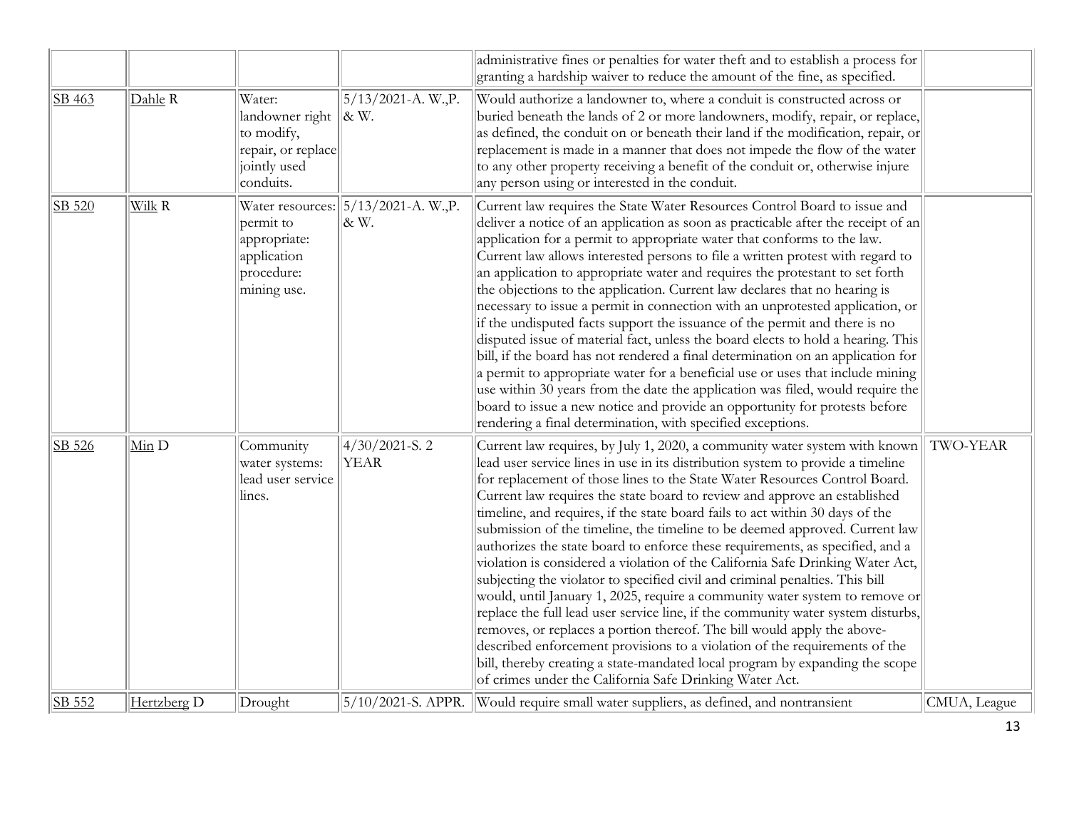| | | | | | |
|---|---|---|---|---|---|
| | | | | administrative fines or penalties for water theft and to establish a process for granting a hardship waiver to reduce the amount of the fine, as specified. | |
| SB 463 | Dahle R | Water: landowner right to modify, repair, or replace jointly used conduits. | 5/13/2021-A. W.,P. & W. | Would authorize a landowner to, where a conduit is constructed across or buried beneath the lands of 2 or more landowners, modify, repair, or replace, as defined, the conduit on or beneath their land if the modification, repair, or replacement is made in a manner that does not impede the flow of the water to any other property receiving a benefit of the conduit or, otherwise injure any person using or interested in the conduit. | |
| SB 520 | Wilk R | Water resources: permit to appropriate: application procedure: mining use. | 5/13/2021-A. W.,P. & W. | Current law requires the State Water Resources Control Board to issue and deliver a notice of an application as soon as practicable after the receipt of an application for a permit to appropriate water that conforms to the law. Current law allows interested persons to file a written protest with regard to an application to appropriate water and requires the protestant to set forth the objections to the application. Current law declares that no hearing is necessary to issue a permit in connection with an unprotested application, or if the undisputed facts support the issuance of the permit and there is no disputed issue of material fact, unless the board elects to hold a hearing. This bill, if the board has not rendered a final determination on an application for a permit to appropriate water for a beneficial use or uses that include mining use within 30 years from the date the application was filed, would require the board to issue a new notice and provide an opportunity for protests before rendering a final determination, with specified exceptions. | |
| SB 526 | Min D | Community water systems: lead user service lines. | 4/30/2021-S. 2 YEAR | Current law requires, by July 1, 2020, a community water system with known lead user service lines in use in its distribution system to provide a timeline for replacement of those lines to the State Water Resources Control Board. Current law requires the state board to review and approve an established timeline, and requires, if the state board fails to act within 30 days of the submission of the timeline, the timeline to be deemed approved. Current law authorizes the state board to enforce these requirements, as specified, and a violation is considered a violation of the California Safe Drinking Water Act, subjecting the violator to specified civil and criminal penalties. This bill would, until January 1, 2025, require a community water system to remove or replace the full lead user service line, if the community water system disturbs, removes, or replaces a portion thereof. The bill would apply the above-described enforcement provisions to a violation of the requirements of the bill, thereby creating a state-mandated local program by expanding the scope of crimes under the California Safe Drinking Water Act. | TWO-YEAR |
| SB 552 | Hertzberg D | Drought | 5/10/2021-S. APPR. | Would require small water suppliers, as defined, and nontransient | CMUA, League |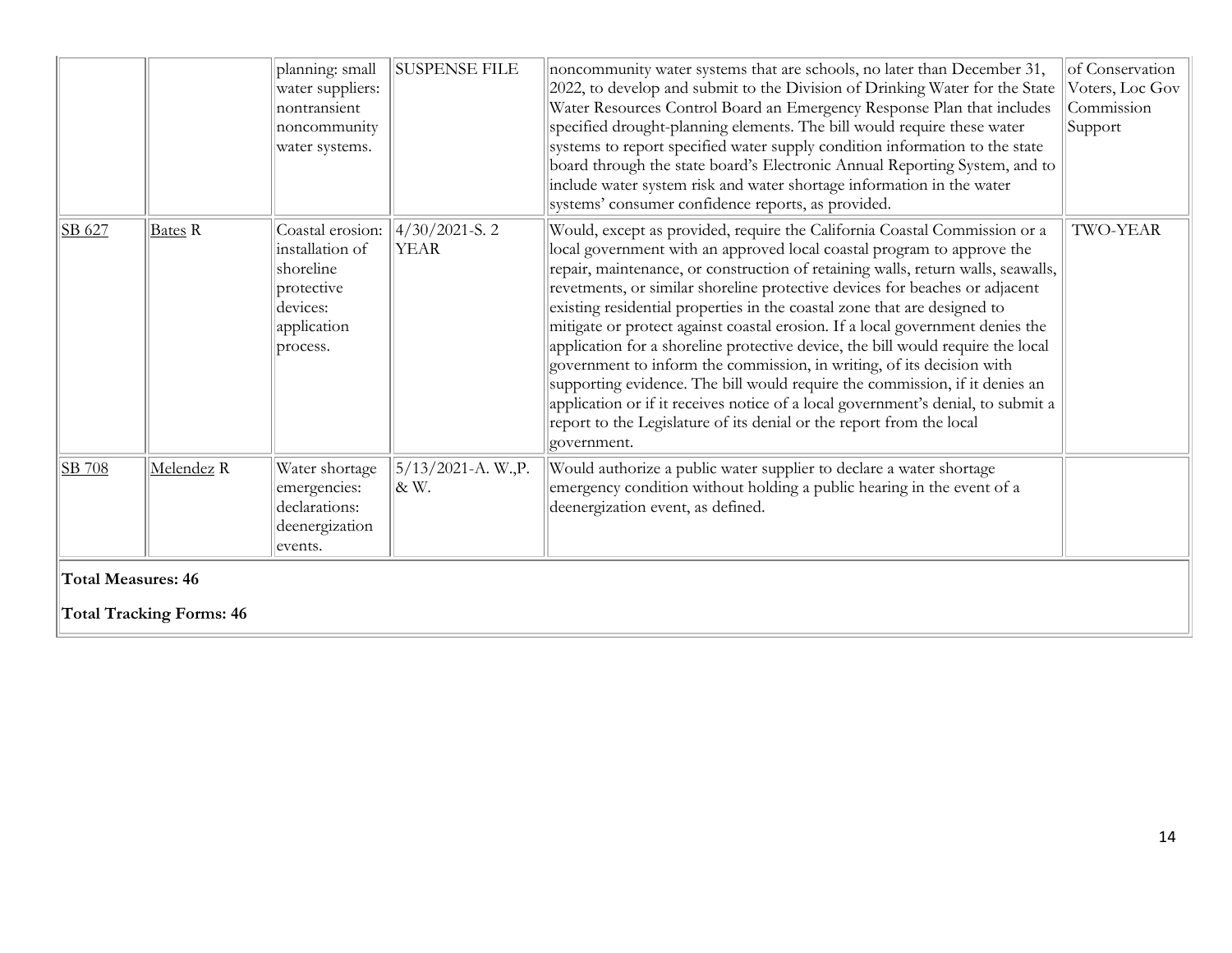| | | | | | |
|---|---|---|---|---|---|
| | | planning: small water suppliers: nontransient noncommunity water systems. | SUSPENSE FILE | noncommunity water systems that are schools, no later than December 31, 2022, to develop and submit to the Division of Drinking Water for the State Water Resources Control Board an Emergency Response Plan that includes specified drought-planning elements. The bill would require these water systems to report specified water supply condition information to the state board through the state board's Electronic Annual Reporting System, and to include water system risk and water shortage information in the water systems' consumer confidence reports, as provided. | of Conservation Voters, Loc Gov Commission Support |
| SB 627 | Bates R | Coastal erosion: installation of shoreline protective devices: application process. | 4/30/2021-S. 2 YEAR | Would, except as provided, require the California Coastal Commission or a local government with an approved local coastal program to approve the repair, maintenance, or construction of retaining walls, return walls, seawalls, revetments, or similar shoreline protective devices for beaches or adjacent existing residential properties in the coastal zone that are designed to mitigate or protect against coastal erosion. If a local government denies the application for a shoreline protective device, the bill would require the local government to inform the commission, in writing, of its decision with supporting evidence. The bill would require the commission, if it denies an application or if it receives notice of a local government's denial, to submit a report to the Legislature of its denial or the report from the local government. | TWO-YEAR |
| SB 708 | Melendez R | Water shortage emergencies: declarations: deenergization events. | 5/13/2021-A. W.,P. & W. | Would authorize a public water supplier to declare a water shortage emergency condition without holding a public hearing in the event of a deenergization event, as defined. | |

**Total Measures: 46**

**Total Tracking Forms: 46**